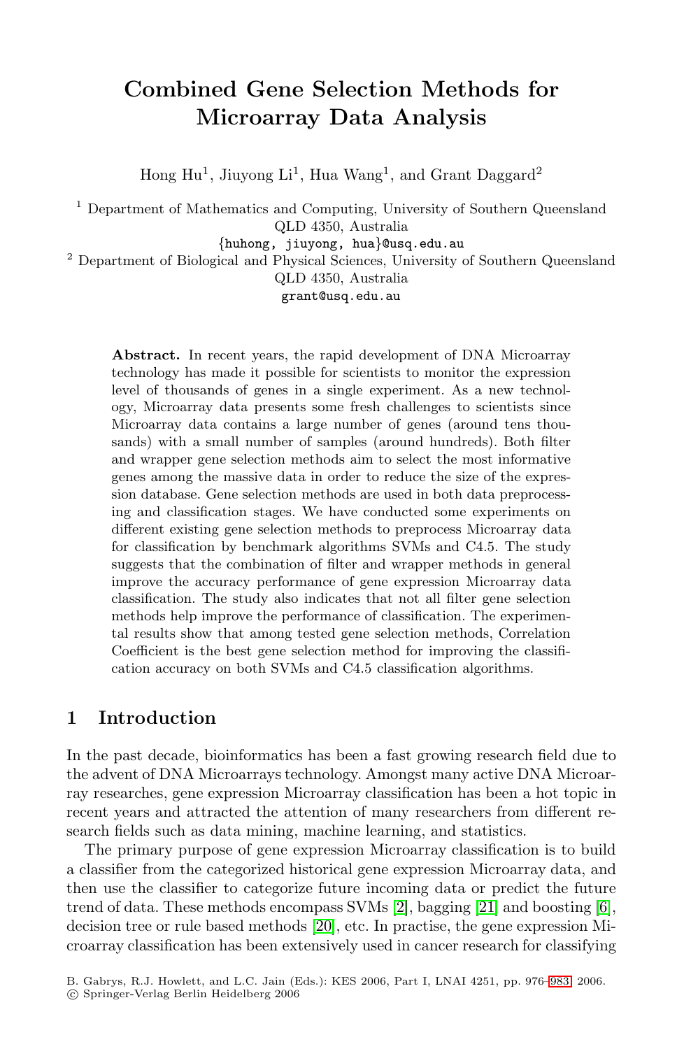# Combined Gene Selection Methods for Microarray Data Analysis

Hong Hu[1], Jiuyong Li[1], Hua Wang[1], and Grant Daggard[2]

[1] Department of Mathematics and Computing, University of Southern Queensland QLD 4350, Australia
{huhong, jiuyong, hua}@usq.edu.au

[2] Department of Biological and Physical Sciences, University of Southern Queensland QLD 4350, Australia
grant@usq.edu.au

**Abstract.** In recent years, the rapid development of DNA Microarray technology has made it possible for scientists to monitor the expression level of thousands of genes in a single experiment. As a new technology, Microarray data presents some fresh challenges to scientists since Microarray data contains a large number of genes (around tens thousands) with a small number of samples (around hundreds). Both filter and wrapper gene selection methods aim to select the most informative genes among the massive data in order to reduce the size of the expression database. Gene selection methods are used in both data preprocessing and classification stages. We have conducted some experiments on different existing gene selection methods to preprocess Microarray data for classification by benchmark algorithms SVMs and C4.5. The study suggests that the combination of filter and wrapper methods in general improve the accuracy performance of gene expression Microarray data classification. The study also indicates that not all filter gene selection methods help improve the performance of classification. The experimental results show that among tested gene selection methods, Correlation Coefficient is the best gene selection method for improving the classification accuracy on both SVMs and C4.5 classification algorithms.

## 1 Introduction

In the past decade, bioinformatics has been a fast growing research field due to the advent of DNA Microarrays technology. Amongst many active DNA Microarray researches, gene expression Microarray classification has been a hot topic in recent years and attracted the attention of many researchers from different research fields such as data mining, machine learning, and statistics.

The primary purpose of gene expression Microarray classification is to build a classifier from the categorized historical gene expression Microarray data, and then use the classifier to categorize future incoming data or predict the future trend of data. These methods encompass SVMs [2], bagging [21] and boosting [6], decision tree or rule based methods [20], etc. In practise, the gene expression Microarray classification has been extensively used in cancer research for classifying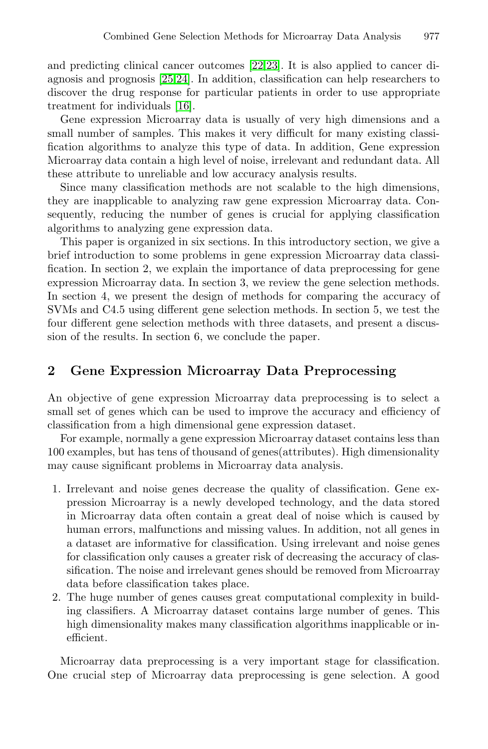and predicting clinical cancer outcomes [22,23]. It is also applied to cancer diagnosis and prognosis [25,24]. In addition, classification can help researchers to discover the drug response for particular patients in order to use appropriate treatment for individuals [16].

Gene expression Microarray data is usually of very high dimensions and a small number of samples. This makes it very difficult for many existing classification algorithms to analyze this type of data. In addition, Gene expression Microarray data contain a high level of noise, irrelevant and redundant data. All these attribute to unreliable and low accuracy analysis results.

Since many classification methods are not scalable to the high dimensions, they are inapplicable to analyzing raw gene expression Microarray data. Consequently, reducing the number of genes is crucial for applying classification algorithms to analyzing gene expression data.

This paper is organized in six sections. In this introductory section, we give a brief introduction to some problems in gene expression Microarray data classification. In section 2, we explain the importance of data preprocessing for gene expression Microarray data. In section 3, we review the gene selection methods. In section 4, we present the design of methods for comparing the accuracy of SVMs and C4.5 using different gene selection methods. In section 5, we test the four different gene selection methods with three datasets, and present a discussion of the results. In section 6, we conclude the paper.

## 2 Gene Expression Microarray Data Preprocessing

An objective of gene expression Microarray data preprocessing is to select a small set of genes which can be used to improve the accuracy and efficiency of classification from a high dimensional gene expression dataset.

For example, normally a gene expression Microarray dataset contains less than 100 examples, but has tens of thousand of genes(attributes). High dimensionality may cause significant problems in Microarray data analysis.

1. Irrelevant and noise genes decrease the quality of classification. Gene expression Microarray is a newly developed technology, and the data stored in Microarray data often contain a great deal of noise which is caused by human errors, malfunctions and missing values. In addition, not all genes in a dataset are informative for classification. Using irrelevant and noise genes for classification only causes a greater risk of decreasing the accuracy of classification. The noise and irrelevant genes should be removed from Microarray data before classification takes place.
2. The huge number of genes causes great computational complexity in building classifiers. A Microarray dataset contains large number of genes. This high dimensionality makes many classification algorithms inapplicable or inefficient.

Microarray data preprocessing is a very important stage for classification. One crucial step of Microarray data preprocessing is gene selection. A good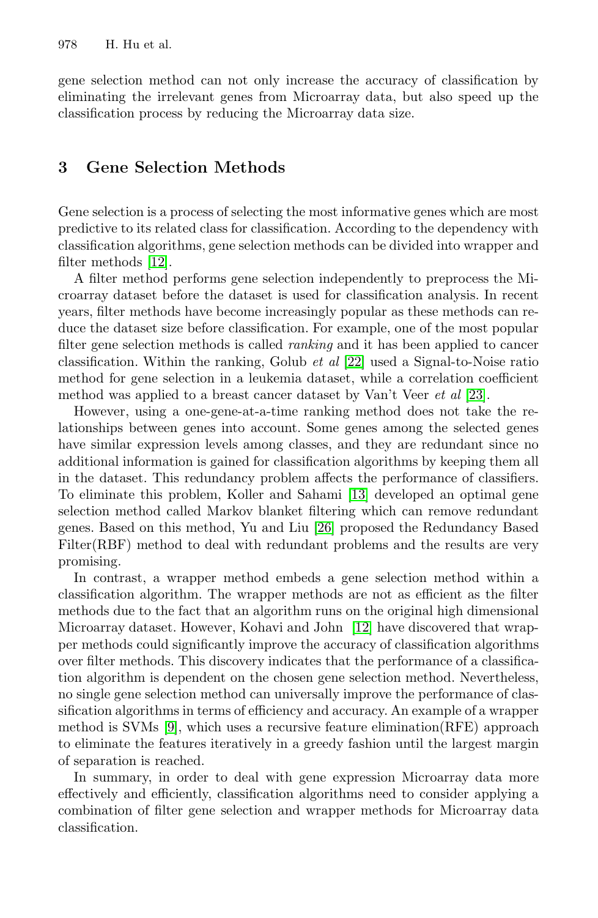gene selection method can not only increase the accuracy of classification by eliminating the irrelevant genes from Microarray data, but also speed up the classification process by reducing the Microarray data size.

## 3 Gene Selection Methods

Gene selection is a process of selecting the most informative genes which are most predictive to its related class for classification. According to the dependency with classification algorithms, gene selection methods can be divided into wrapper and filter methods [12].

A filter method performs gene selection independently to preprocess the Microarray dataset before the dataset is used for classification analysis. In recent years, filter methods have become increasingly popular as these methods can reduce the dataset size before classification. For example, one of the most popular filter gene selection methods is called *ranking* and it has been applied to cancer classification. Within the ranking, Golub *et al* [22] used a Signal-to-Noise ratio method for gene selection in a leukemia dataset, while a correlation coefficient method was applied to a breast cancer dataset by Van't Veer *et al* [23].

However, using a one-gene-at-a-time ranking method does not take the relationships between genes into account. Some genes among the selected genes have similar expression levels among classes, and they are redundant since no additional information is gained for classification algorithms by keeping them all in the dataset. This redundancy problem affects the performance of classifiers. To eliminate this problem, Koller and Sahami [13] developed an optimal gene selection method called Markov blanket filtering which can remove redundant genes. Based on this method, Yu and Liu [26] proposed the Redundancy Based Filter(RBF) method to deal with redundant problems and the results are very promising.

In contrast, a wrapper method embeds a gene selection method within a classification algorithm. The wrapper methods are not as efficient as the filter methods due to the fact that an algorithm runs on the original high dimensional Microarray dataset. However, Kohavi and John [12] have discovered that wrapper methods could significantly improve the accuracy of classification algorithms over filter methods. This discovery indicates that the performance of a classification algorithm is dependent on the chosen gene selection method. Nevertheless, no single gene selection method can universally improve the performance of classification algorithms in terms of efficiency and accuracy. An example of a wrapper method is SVMs [9], which uses a recursive feature elimination(RFE) approach to eliminate the features iteratively in a greedy fashion until the largest margin of separation is reached.

In summary, in order to deal with gene expression Microarray data more effectively and efficiently, classification algorithms need to consider applying a combination of filter gene selection and wrapper methods for Microarray data classification.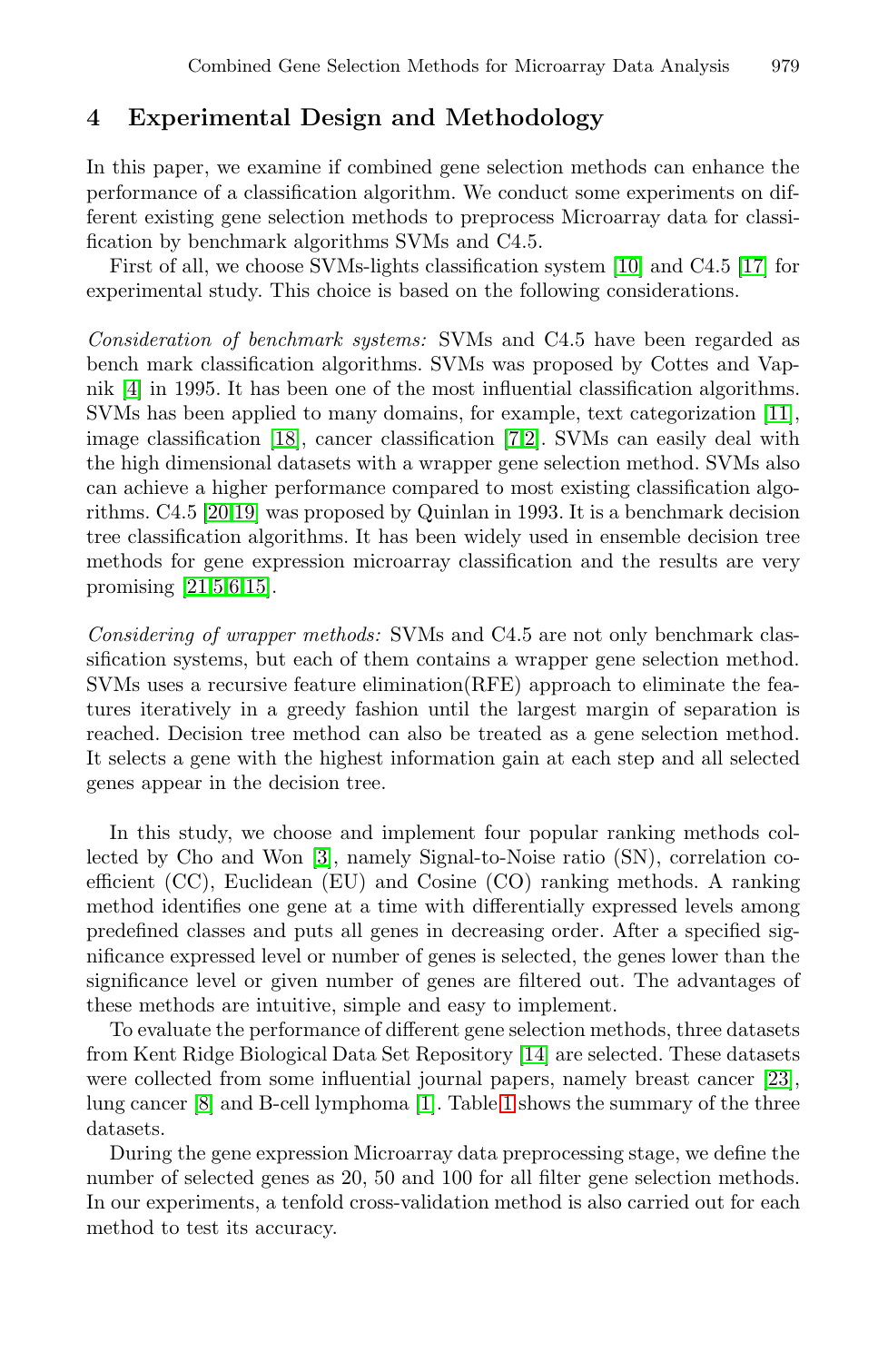## 4 Experimental Design and Methodology

In this paper, we examine if combined gene selection methods can enhance the performance of a classification algorithm. We conduct some experiments on different existing gene selection methods to preprocess Microarray data for classification by benchmark algorithms SVMs and C4.5.

First of all, we choose SVMs-lights classification system [10] and C4.5 [17] for experimental study. This choice is based on the following considerations.

*Consideration of benchmark systems:* SVMs and C4.5 have been regarded as bench mark classification algorithms. SVMs was proposed by Cottes and Vapnik [4] in 1995. It has been one of the most influential classification algorithms. SVMs has been applied to many domains, for example, text categorization [11], image classification [18], cancer classification [7,2]. SVMs can easily deal with the high dimensional datasets with a wrapper gene selection method. SVMs also can achieve a higher performance compared to most existing classification algorithms. C4.5 [20,19] was proposed by Quinlan in 1993. It is a benchmark decision tree classification algorithms. It has been widely used in ensemble decision tree methods for gene expression microarray classification and the results are very promising [21,5,6,15].

*Considering of wrapper methods:* SVMs and C4.5 are not only benchmark classification systems, but each of them contains a wrapper gene selection method. SVMs uses a recursive feature elimination(RFE) approach to eliminate the features iteratively in a greedy fashion until the largest margin of separation is reached. Decision tree method can also be treated as a gene selection method. It selects a gene with the highest information gain at each step and all selected genes appear in the decision tree.

In this study, we choose and implement four popular ranking methods collected by Cho and Won [3], namely Signal-to-Noise ratio (SN), correlation coefficient (CC), Euclidean (EU) and Cosine (CO) ranking methods. A ranking method identifies one gene at a time with differentially expressed levels among predefined classes and puts all genes in decreasing order. After a specified significance expressed level or number of genes is selected, the genes lower than the significance level or given number of genes are filtered out. The advantages of these methods are intuitive, simple and easy to implement.

To evaluate the performance of different gene selection methods, three datasets from Kent Ridge Biological Data Set Repository [14] are selected. These datasets were collected from some influential journal papers, namely breast cancer [23], lung cancer [8] and B-cell lymphoma [1]. Table 1 shows the summary of the three datasets.

During the gene expression Microarray data preprocessing stage, we define the number of selected genes as 20, 50 and 100 for all filter gene selection methods. In our experiments, a tenfold cross-validation method is also carried out for each method to test its accuracy.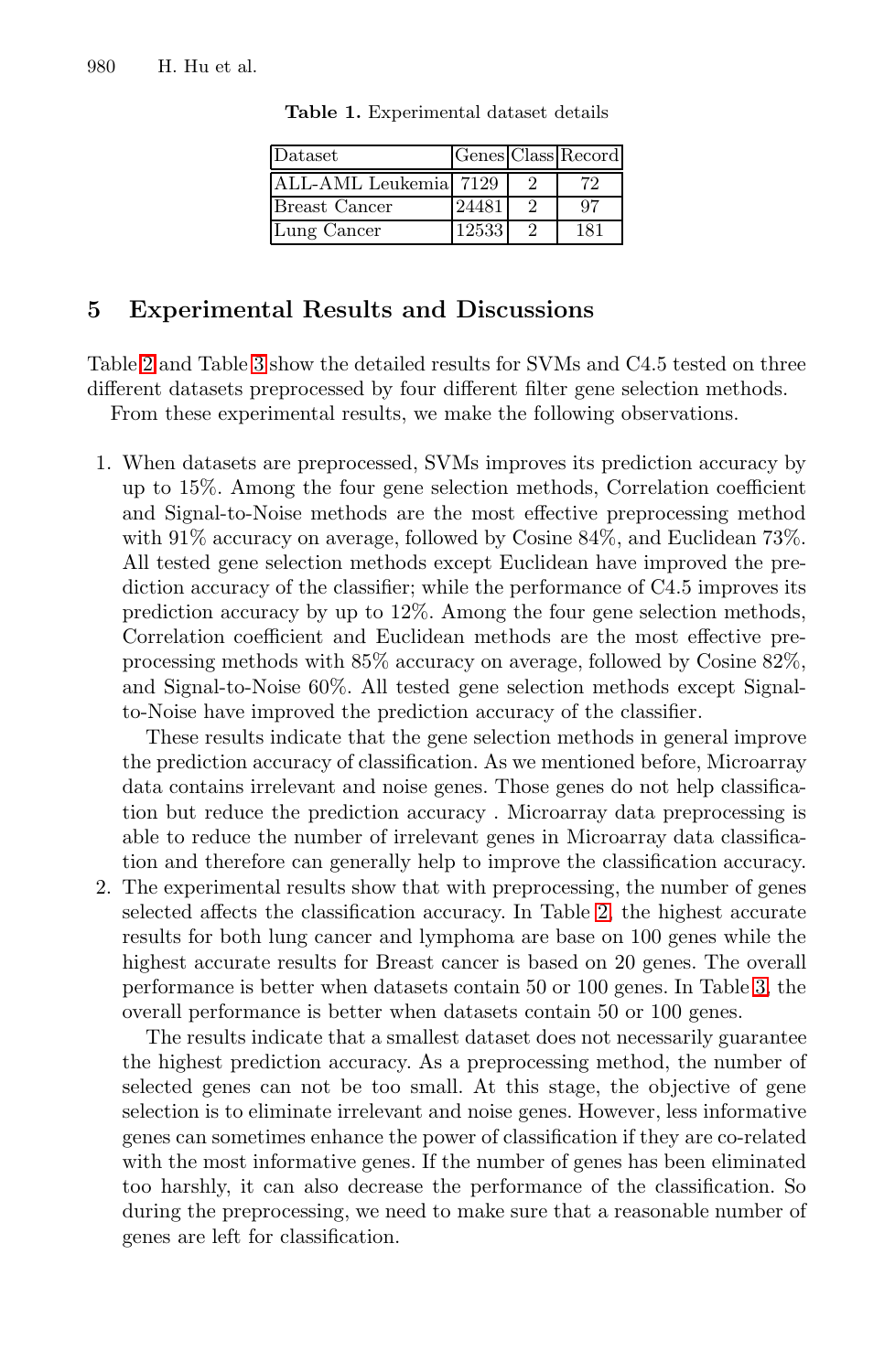**Table 1.** Experimental dataset details

| Dataset | Genes | Class | Record |
|---|---|---|---|
| ALL-AML Leukemia | 7129 | 2 | 72 |
| Breast Cancer | 24481 | 2 | 97 |
| Lung Cancer | 12533 | 2 | 181 |

## 5 Experimental Results and Discussions

Table 2 and Table 3 show the detailed results for SVMs and C4.5 tested on three different datasets preprocessed by four different filter gene selection methods.

From these experimental results, we make the following observations.

1. When datasets are preprocessed, SVMs improves its prediction accuracy by up to 15%. Among the four gene selection methods, Correlation coefficient and Signal-to-Noise methods are the most effective preprocessing method with 91% accuracy on average, followed by Cosine 84%, and Euclidean 73%. All tested gene selection methods except Euclidean have improved the prediction accuracy of the classifier; while the performance of C4.5 improves its prediction accuracy by up to 12%. Among the four gene selection methods, Correlation coefficient and Euclidean methods are the most effective preprocessing methods with 85% accuracy on average, followed by Cosine 82%, and Signal-to-Noise 60%. All tested gene selection methods except Signal-to-Noise have improved the prediction accuracy of the classifier.

   These results indicate that the gene selection methods in general improve the prediction accuracy of classification. As we mentioned before, Microarray data contains irrelevant and noise genes. Those genes do not help classification but reduce the prediction accuracy . Microarray data preprocessing is able to reduce the number of irrelevant genes in Microarray data classification and therefore can generally help to improve the classification accuracy.

2. The experimental results show that with preprocessing, the number of genes selected affects the classification accuracy. In Table 2, the highest accurate results for both lung cancer and lymphoma are base on 100 genes while the highest accurate results for Breast cancer is based on 20 genes. The overall performance is better when datasets contain 50 or 100 genes. In Table 3, the overall performance is better when datasets contain 50 or 100 genes.

   The results indicate that a smallest dataset does not necessarily guarantee the highest prediction accuracy. As a preprocessing method, the number of selected genes can not be too small. At this stage, the objective of gene selection is to eliminate irrelevant and noise genes. However, less informative genes can sometimes enhance the power of classification if they are co-related with the most informative genes. If the number of genes has been eliminated too harshly, it can also decrease the performance of the classification. So during the preprocessing, we need to make sure that a reasonable number of genes are left for classification.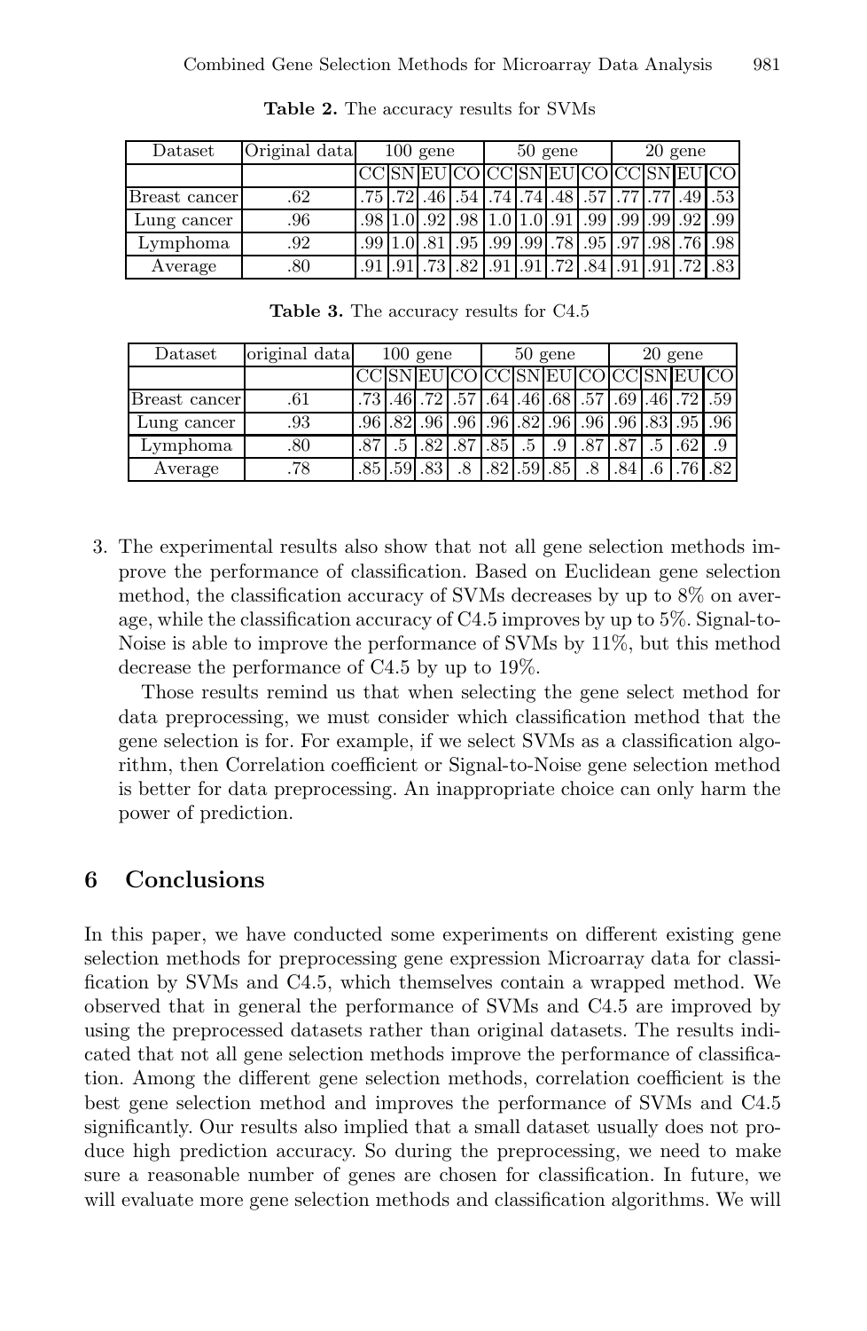**Table 2.** The accuracy results for SVMs

| Dataset | Original data | 100 gene | | | | 50 gene | | | | 20 gene | | | |
|---|---|---|---|---|---|---|---|---|---|---|---|---|---|
| | | CC | SN | EU | CO | CC | SN | EU | CO | CC | SN | EU | CO |
| Breast cancer | .62 | .75 | .72 | .46 | .54 | .74 | .74 | .48 | .57 | .77 | .77 | .49 | .53 |
| Lung cancer | .96 | .98 | 1.0 | .92 | .98 | 1.0 | 1.0 | .91 | .99 | .99 | .99 | .92 | .99 |
| Lymphoma | .92 | .99 | 1.0 | .81 | .95 | .99 | .99 | .78 | .95 | .97 | .98 | .76 | .98 |
| Average | .80 | .91 | .91 | .73 | .82 | .91 | .91 | .72 | .84 | .91 | .91 | .72 | .83 |

**Table 3.** The accuracy results for C4.5

| Dataset | original data | 100 gene | | | | 50 gene | | | | 20 gene | | | |
|---|---|---|---|---|---|---|---|---|---|---|---|---|---|
| | | CC | SN | EU | CO | CC | SN | EU | CO | CC | SN | EU | CO |
| Breast cancer | .61 | .73 | .46 | .72 | .57 | .64 | .46 | .68 | .57 | .69 | .46 | .72 | .59 |
| Lung cancer | .93 | .96 | .82 | .96 | .96 | .96 | .82 | .96 | .96 | .96 | .83 | .95 | .96 |
| Lymphoma | .80 | .87 | .5 | .82 | .87 | .85 | .5 | .9 | .87 | .87 | .5 | .62 | .9 |
| Average | .78 | .85 | .59 | .83 | .8 | .82 | .59 | .85 | .8 | .84 | .6 | .76 | .82 |

3. The experimental results also show that not all gene selection methods improve the performance of classification. Based on Euclidean gene selection method, the classification accuracy of SVMs decreases by up to 8% on average, while the classification accuracy of C4.5 improves by up to 5%. Signal-to-Noise is able to improve the performance of SVMs by 11%, but this method decrease the performance of C4.5 by up to 19%.

   Those results remind us that when selecting the gene select method for data preprocessing, we must consider which classification method that the gene selection is for. For example, if we select SVMs as a classification algorithm, then Correlation coefficient or Signal-to-Noise gene selection method is better for data preprocessing. An inappropriate choice can only harm the power of prediction.

## 6 Conclusions

In this paper, we have conducted some experiments on different existing gene selection methods for preprocessing gene expression Microarray data for classification by SVMs and C4.5, which themselves contain a wrapped method. We observed that in general the performance of SVMs and C4.5 are improved by using the preprocessed datasets rather than original datasets. The results indicated that not all gene selection methods improve the performance of classification. Among the different gene selection methods, correlation coefficient is the best gene selection method and improves the performance of SVMs and C4.5 significantly. Our results also implied that a small dataset usually does not produce high prediction accuracy. So during the preprocessing, we need to make sure a reasonable number of genes are chosen for classification. In future, we will evaluate more gene selection methods and classification algorithms. We will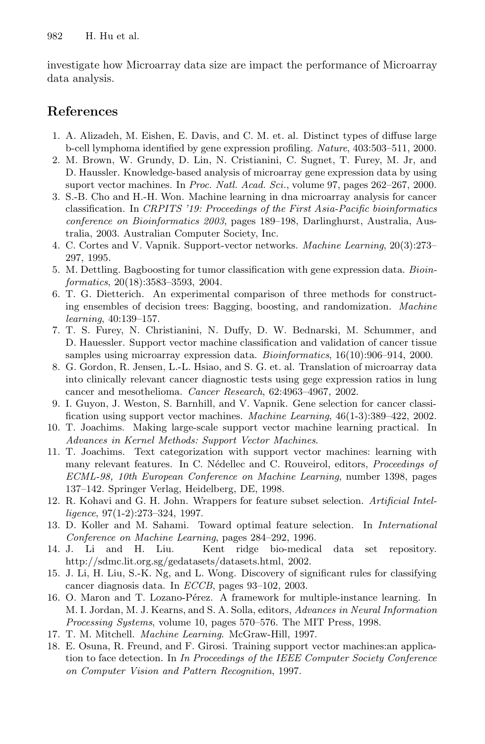investigate how Microarray data size are impact the performance of Microarray data analysis.

## References

1. A. Alizadeh, M. Eishen, E. Davis, and C. M. et. al. Distinct types of diffuse large b-cell lymphoma identified by gene expression profiling. *Nature*, 403:503–511, 2000.
2. M. Brown, W. Grundy, D. Lin, N. Cristianini, C. Sugnet, T. Furey, M. Jr, and D. Haussler. Knowledge-based analysis of microarray gene expression data by using suport vector machines. In *Proc. Natl. Acad. Sci.*, volume 97, pages 262–267, 2000.
3. S.-B. Cho and H.-H. Won. Machine learning in dna microarray analysis for cancer classification. In *CRPITS '19: Proceedings of the First Asia-Pacific bioinformatics conference on Bioinformatics 2003*, pages 189–198, Darlinghurst, Australia, Australia, 2003. Australian Computer Society, Inc.
4. C. Cortes and V. Vapnik. Support-vector networks. *Machine Learning*, 20(3):273–297, 1995.
5. M. Dettling. Bagboosting for tumor classification with gene expression data. *Bioinformatics*, 20(18):3583–3593, 2004.
6. T. G. Dietterich. An experimental comparison of three methods for constructing ensembles of decision trees: Bagging, boosting, and randomization. *Machine learning*, 40:139–157.
7. T. S. Furey, N. Christianini, N. Duffy, D. W. Bednarski, M. Schummer, and D. Hauessler. Support vector machine classification and validation of cancer tissue samples using microarray expression data. *Bioinformatics*, 16(10):906–914, 2000.
8. G. Gordon, R. Jensen, L.-L. Hsiao, and S. G. et. al. Translation of microarray data into clinically relevant cancer diagnostic tests using gege expression ratios in lung cancer and mesothelioma. *Cancer Research*, 62:4963–4967, 2002.
9. I. Guyon, J. Weston, S. Barnhill, and V. Vapnik. Gene selection for cancer classification using support vector machines. *Machine Learning*, 46(1-3):389–422, 2002.
10. T. Joachims. Making large-scale support vector machine learning practical. In *Advances in Kernel Methods: Support Vector Machines*.
11. T. Joachims. Text categorization with support vector machines: learning with many relevant features. In C. Nédellec and C. Rouveirol, editors, *Proceedings of ECML-98, 10th European Conference on Machine Learning*, number 1398, pages 137–142. Springer Verlag, Heidelberg, DE, 1998.
12. R. Kohavi and G. H. John. Wrappers for feature subset selection. *Artificial Intelligence*, 97(1-2):273–324, 1997.
13. D. Koller and M. Sahami. Toward optimal feature selection. In *International Conference on Machine Learning*, pages 284–292, 1996.
14. J. Li and H. Liu. Kent ridge bio-medical data set repository. http://sdmc.lit.org.sg/gedatasets/datasets.html, 2002.
15. J. Li, H. Liu, S.-K. Ng, and L. Wong. Discovery of significant rules for classifying cancer diagnosis data. In *ECCB*, pages 93–102, 2003.
16. O. Maron and T. Lozano-Pérez. A framework for multiple-instance learning. In M. I. Jordan, M. J. Kearns, and S. A. Solla, editors, *Advances in Neural Information Processing Systems*, volume 10, pages 570–576. The MIT Press, 1998.
17. T. M. Mitchell. *Machine Learning*. McGraw-Hill, 1997.
18. E. Osuna, R. Freund, and F. Girosi. Training support vector machines:an application to face detection. In *In Proceedings of the IEEE Computer Society Conference on Computer Vision and Pattern Recognition*, 1997.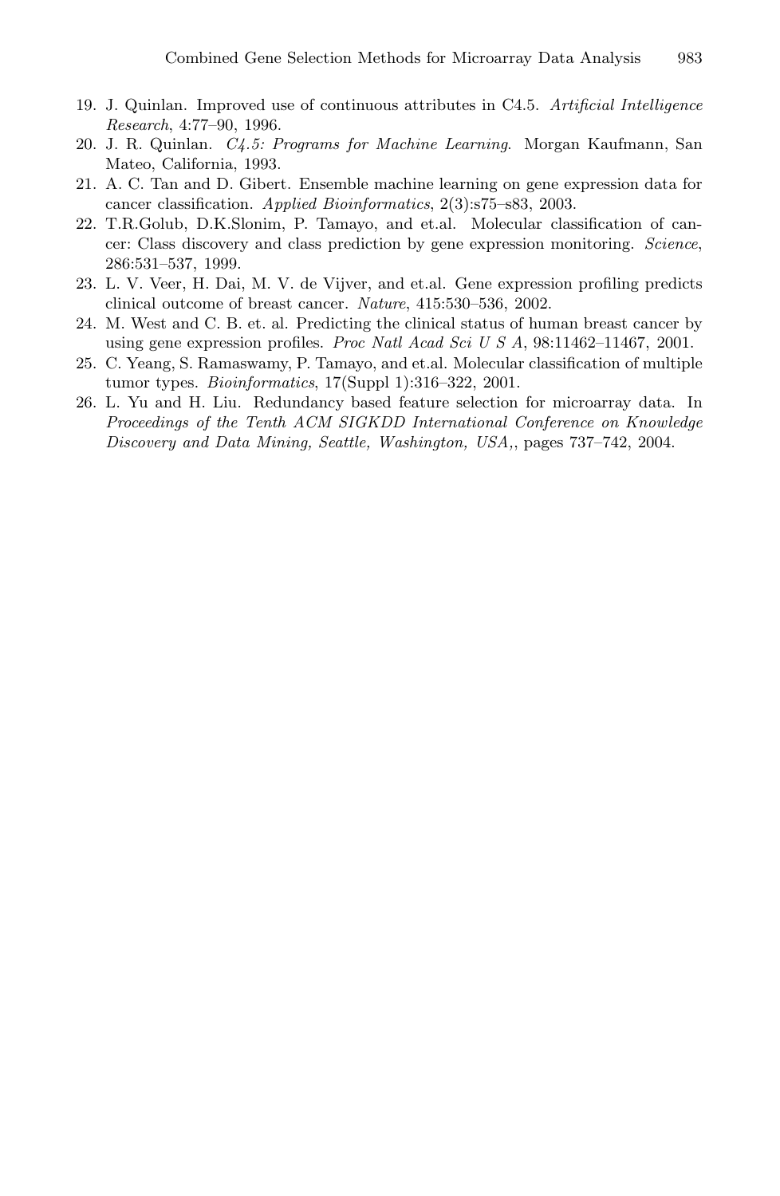19. J. Quinlan. Improved use of continuous attributes in C4.5. *Artificial Intelligence Research*, 4:77–90, 1996.
20. J. R. Quinlan. *C4.5: Programs for Machine Learning*. Morgan Kaufmann, San Mateo, California, 1993.
21. A. C. Tan and D. Gibert. Ensemble machine learning on gene expression data for cancer classification. *Applied Bioinformatics*, 2(3):s75–s83, 2003.
22. T.R.Golub, D.K.Slonim, P. Tamayo, and et.al. Molecular classification of cancer: Class discovery and class prediction by gene expression monitoring. *Science*, 286:531–537, 1999.
23. L. V. Veer, H. Dai, M. V. de Vijver, and et.al. Gene expression profiling predicts clinical outcome of breast cancer. *Nature*, 415:530–536, 2002.
24. M. West and C. B. et. al. Predicting the clinical status of human breast cancer by using gene expression profiles. *Proc Natl Acad Sci U S A*, 98:11462–11467, 2001.
25. C. Yeang, S. Ramaswamy, P. Tamayo, and et.al. Molecular classification of multiple tumor types. *Bioinformatics*, 17(Suppl 1):316–322, 2001.
26. L. Yu and H. Liu. Redundancy based feature selection for microarray data. In *Proceedings of the Tenth ACM SIGKDD International Conference on Knowledge Discovery and Data Mining, Seattle, Washington, USA,*, pages 737–742, 2004.